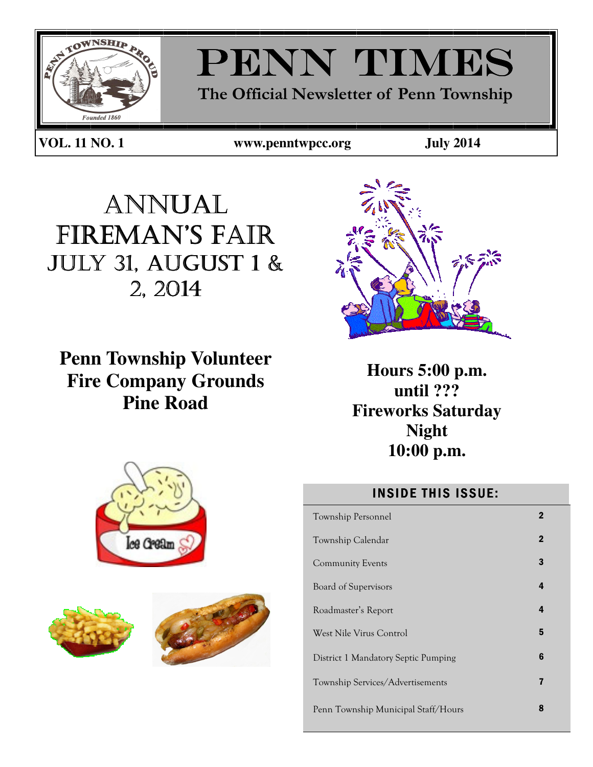# PENN TIMES

**The Official Newsletter of Penn Township**

**VOL. 11 NO. 1** | **www.penntwpcc.org** | **July 2014**

# ANNUAL FIREMAN'S FAIR

## JULY 31, AUGUST 1 & 2, 2014

**Penn Township Volunteer Fire Company Grounds Pine Road**

**Hours 5:00 p.m. until ???**
**Fireworks Saturday Night 10:00 p.m.**

### INSIDE THIS ISSUE:

| | |
|---|---|
| Township Personnel | 2 |
| Township Calendar | 2 |
| Community Events | 3 |
| Board of Supervisors | 4 |
| Roadmaster's Report | 4 |
| West Nile Virus Control | 5 |
| District 1 Mandatory Septic Pumping | 6 |
| Township Services/Advertisements | 7 |
| Penn Township Municipal Staff/Hours | 8 |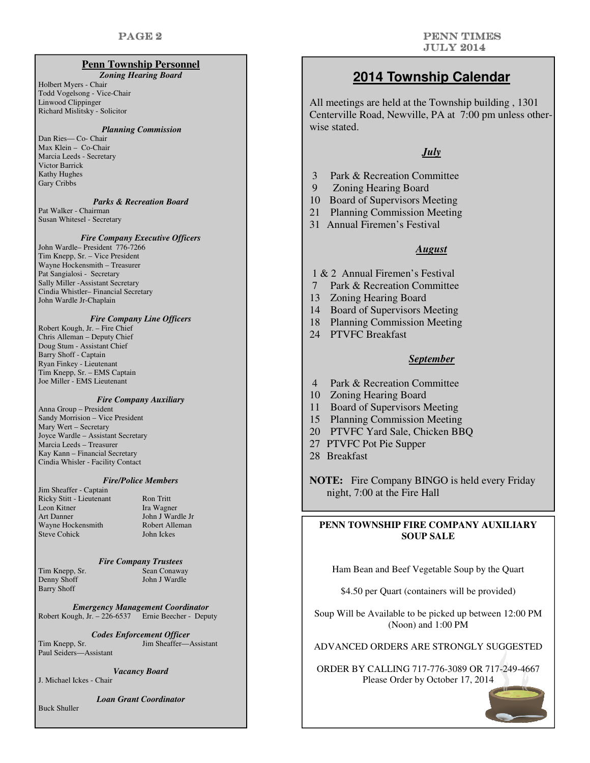## Penn Township Personnel

***Zoning Hearing Board***

Holbert Myers - Chair
Todd Vogelsong - Vice-Chair
Linwood Clippinger
Richard Mislitsky - Solicitor

***Planning Commission***

Dan Ries— Co- Chair
Max Klein – Co-Chair
Marcia Leeds - Secretary
Victor Barrick
Kathy Hughes
Gary Cribbs

***Parks & Recreation Board***

Pat Walker - Chairman
Susan Whitesel - Secretary

***Fire Company Executive Officers***

John Wardle– President 776-7266
Tim Knepp, Sr. – Vice President
Wayne Hockensmith – Treasurer
Pat Sangialosi - Secretary
Sally Miller -Assistant Secretary
Cindia Whistler– Financial Secretary
John Wardle Jr-Chaplain

***Fire Company Line Officers***

Robert Kough, Jr. – Fire Chief
Chris Alleman – Deputy Chief
Doug Stum - Assistant Chief
Barry Shoff - Captain
Ryan Finkey - Lieutenant
Tim Knepp, Sr. – EMS Captain
Joe Miller - EMS Lieutenant

***Fire Company Auxiliary***

Anna Group – President
Sandy Morrision – Vice President
Mary Wert – Secretary
Joyce Wardle – Assistant Secretary
Marcia Leeds – Treasurer
Kay Kann – Financial Secretary
Cindia Whisler - Facility Contact

***Fire/Police Members***

Jim Sheaffer - Captain
Ricky Stitt - Lieutenant
Leon Kitner
Art Danner
Wayne Hockensmith
Steve Cohick
Ron Tritt
Ira Wagner
John J Wardle Jr
Robert Alleman
John Ickes

***Fire Company Trustees***

Tim Knepp, Sr.
Denny Shoff
Barry Shoff
Sean Conaway
John J Wardle

***Emergency Management Coordinator***

Robert Kough, Jr. – 226-6537 Ernie Beecher - Deputy

***Codes Enforcement Officer***

Tim Knepp, Sr.
Jim Sheaffer—Assistant
Paul Seiders—Assistant

***Vacancy Board***

J. Michael Ickes - Chair

***Loan Grant Coordinator***

Buck Shuller

## 2014 Township Calendar

All meetings are held at the Township building , 1301 Centerville Road, Newville, PA at 7:00 pm unless otherwise stated.

***July***

3 Park & Recreation Committee
9 Zoning Hearing Board
10 Board of Supervisors Meeting
21 Planning Commission Meeting
31 Annual Firemen's Festival

***August***

1 & 2 Annual Firemen's Festival
7 Park & Recreation Committee
13 Zoning Hearing Board
14 Board of Supervisors Meeting
18 Planning Commission Meeting
24 PTVFC Breakfast

***September***

4 Park & Recreation Committee
10 Zoning Hearing Board
11 Board of Supervisors Meeting
15 Planning Commission Meeting
20 PTVFC Yard Sale, Chicken BBQ
27 PTVFC Pot Pie Supper
28 Breakfast

**NOTE:** Fire Company BINGO is held every Friday night, 7:00 at the Fire Hall

**PENN TOWNSHIP FIRE COMPANY AUXILIARY SOUP SALE**

Ham Bean and Beef Vegetable Soup by the Quart

$4.50 per Quart (containers will be provided)

Soup Will be Available to be picked up between 12:00 PM (Noon) and 1:00 PM

ADVANCED ORDERS ARE STRONGLY SUGGESTED

ORDER BY CALLING 717-776-3089 OR 717-249-4667
Please Order by October 17, 2014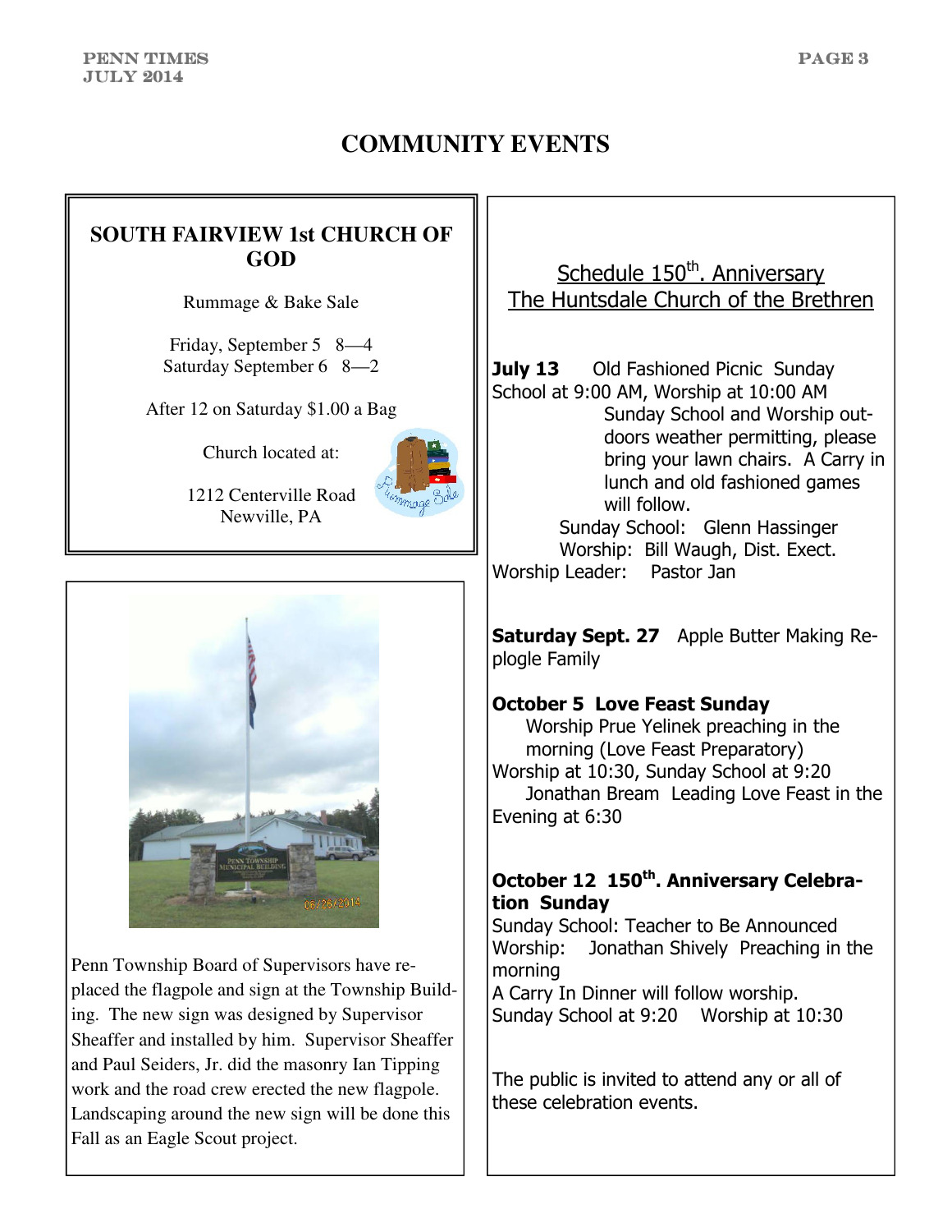# COMMUNITY EVENTS

## SOUTH FAIRVIEW 1st CHURCH OF GOD

Rummage & Bake Sale

Friday, September 5 8—4
Saturday September 6 8—2

After 12 on Saturday $1.00 a Bag

Church located at:

1212 Centerville Road
Newville, PA

Penn Township Board of Supervisors have replaced the flagpole and sign at the Township Building. The new sign was designed by Supervisor Sheaffer and installed by him. Supervisor Sheaffer and Paul Seiders, Jr. did the masonry Ian Tipping work and the road crew erected the new flagpole. Landscaping around the new sign will be done this Fall as an Eagle Scout project.

## Schedule 150th. Anniversary The Huntsdale Church of the Brethren

**July 13** Old Fashioned Picnic Sunday School at 9:00 AM, Worship at 10:00 AM

Sunday School and Worship outdoors weather permitting, please bring your lawn chairs. A Carry in lunch and old fashioned games will follow.

Sunday School: Glenn Hassinger
Worship: Bill Waugh, Dist. Exect.
Worship Leader: Pastor Jan

**Saturday Sept. 27** Apple Butter Making Replogle Family

**October 5 Love Feast Sunday**

Worship Prue Yelinek preaching in the morning (Love Feast Preparatory)
Worship at 10:30, Sunday School at 9:20
Jonathan Bream Leading Love Feast in the Evening at 6:30

**October 12 150th. Anniversary Celebration Sunday**

Sunday School: Teacher to Be Announced
Worship: Jonathan Shively Preaching in the morning
A Carry In Dinner will follow worship.
Sunday School at 9:20 Worship at 10:30

The public is invited to attend any or all of these celebration events.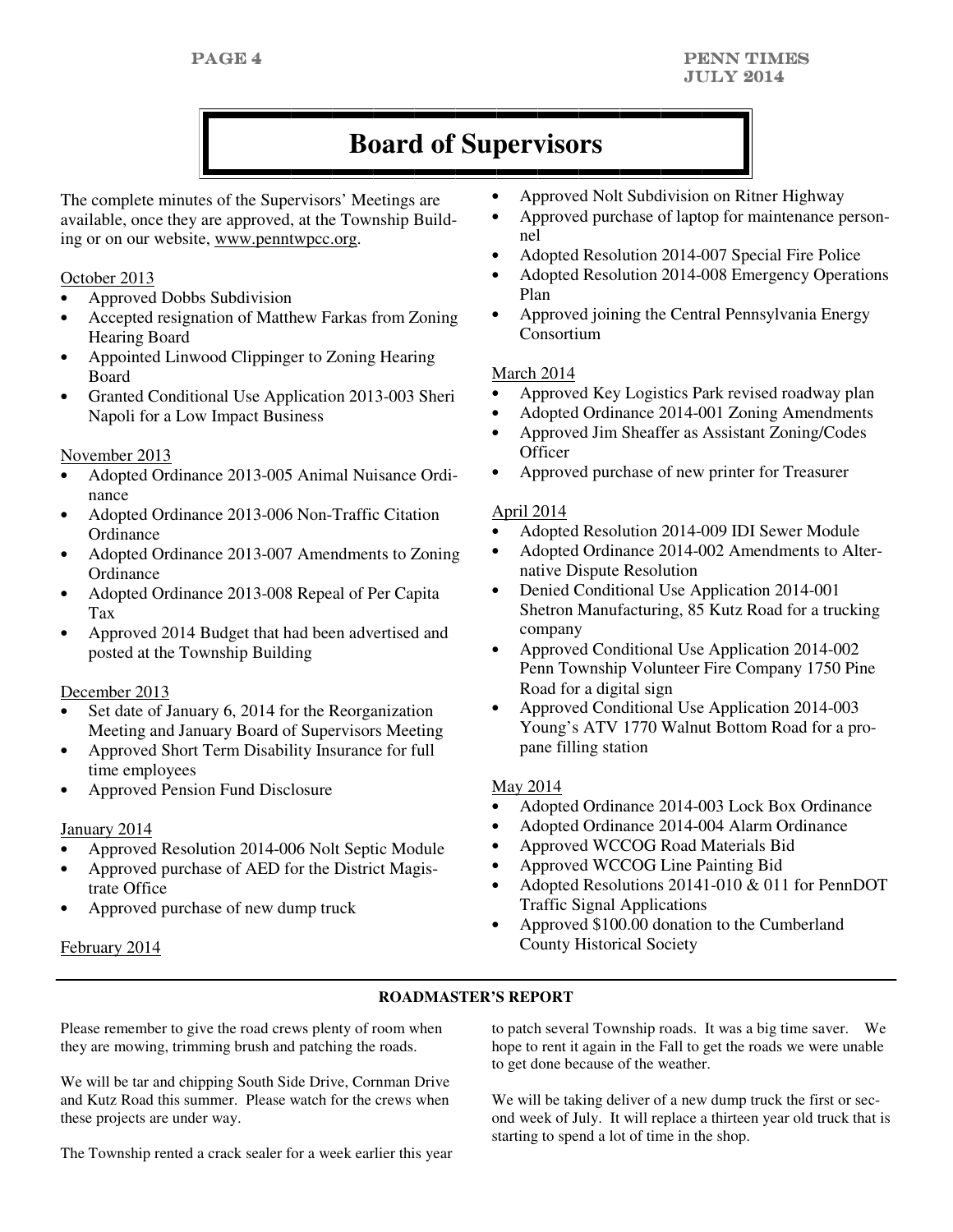# Board of Supervisors

The complete minutes of the Supervisors' Meetings are available, once they are approved, at the Township Building or on our website, www.penntwpcc.org.

October 2013

- Approved Dobbs Subdivision
- Accepted resignation of Matthew Farkas from Zoning Hearing Board
- Appointed Linwood Clippinger to Zoning Hearing Board
- Granted Conditional Use Application 2013-003 Sheri Napoli for a Low Impact Business

November 2013

- Adopted Ordinance 2013-005 Animal Nuisance Ordinance
- Adopted Ordinance 2013-006 Non-Traffic Citation Ordinance
- Adopted Ordinance 2013-007 Amendments to Zoning Ordinance
- Adopted Ordinance 2013-008 Repeal of Per Capita Tax
- Approved 2014 Budget that had been advertised and posted at the Township Building

December 2013

- Set date of January 6, 2014 for the Reorganization Meeting and January Board of Supervisors Meeting
- Approved Short Term Disability Insurance for full time employees
- Approved Pension Fund Disclosure

January 2014

- Approved Resolution 2014-006 Nolt Septic Module
- Approved purchase of AED for the District Magistrate Office
- Approved purchase of new dump truck

February 2014

- Approved Nolt Subdivision on Ritner Highway
- Approved purchase of laptop for maintenance personnel
- Adopted Resolution 2014-007 Special Fire Police
- Adopted Resolution 2014-008 Emergency Operations Plan
- Approved joining the Central Pennsylvania Energy Consortium

March 2014

- Approved Key Logistics Park revised roadway plan
- Adopted Ordinance 2014-001 Zoning Amendments
- Approved Jim Sheaffer as Assistant Zoning/Codes Officer
- Approved purchase of new printer for Treasurer

April 2014

- Adopted Resolution 2014-009 IDI Sewer Module
- Adopted Ordinance 2014-002 Amendments to Alternative Dispute Resolution
- Denied Conditional Use Application 2014-001 Shetron Manufacturing, 85 Kutz Road for a trucking company
- Approved Conditional Use Application 2014-002 Penn Township Volunteer Fire Company 1750 Pine Road for a digital sign
- Approved Conditional Use Application 2014-003 Young's ATV 1770 Walnut Bottom Road for a propane filling station

May 2014

- Adopted Ordinance 2014-003 Lock Box Ordinance
- Adopted Ordinance 2014-004 Alarm Ordinance
- Approved WCCOG Road Materials Bid
- Approved WCCOG Line Painting Bid
- Adopted Resolutions 20141-010 & 011 for PennDOT Traffic Signal Applications
- Approved $100.00 donation to the Cumberland County Historical Society

## ROADMASTER'S REPORT

Please remember to give the road crews plenty of room when they are mowing, trimming brush and patching the roads.

We will be tar and chipping South Side Drive, Cornman Drive and Kutz Road this summer. Please watch for the crews when these projects are under way.

The Township rented a crack sealer for a week earlier this year to patch several Township roads. It was a big time saver. We hope to rent it again in the Fall to get the roads we were unable to get done because of the weather.

We will be taking deliver of a new dump truck the first or second week of July. It will replace a thirteen year old truck that is starting to spend a lot of time in the shop.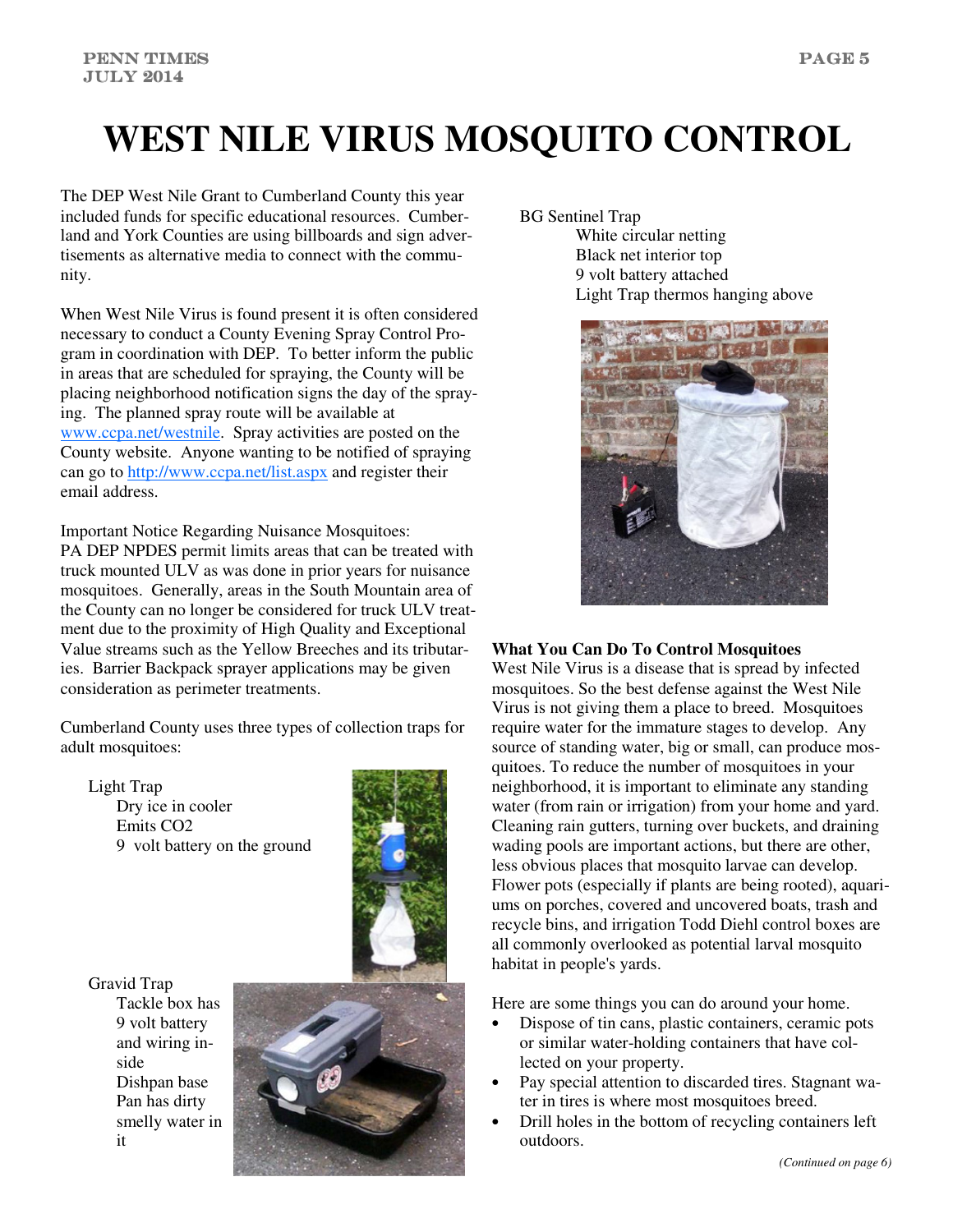# WEST NILE VIRUS MOSQUITO CONTROL

The DEP West Nile Grant to Cumberland County this year included funds for specific educational resources. Cumberland and York Counties are using billboards and sign advertisements as alternative media to connect with the community.

When West Nile Virus is found present it is often considered necessary to conduct a County Evening Spray Control Program in coordination with DEP. To better inform the public in areas that are scheduled for spraying, the County will be placing neighborhood notification signs the day of the spraying. The planned spray route will be available at www.ccpa.net/westnile. Spray activities are posted on the County website. Anyone wanting to be notified of spraying can go to http://www.ccpa.net/list.aspx and register their email address.

Important Notice Regarding Nuisance Mosquitoes:
PA DEP NPDES permit limits areas that can be treated with truck mounted ULV as was done in prior years for nuisance mosquitoes. Generally, areas in the South Mountain area of the County can no longer be considered for truck ULV treatment due to the proximity of High Quality and Exceptional Value streams such as the Yellow Breeches and its tributaries. Barrier Backpack sprayer applications may be given consideration as perimeter treatments.

Cumberland County uses three types of collection traps for adult mosquitoes:

Light Trap
- Dry ice in cooler
- Emits $CO_2$
- 9 volt battery on the ground

Gravid Trap
- Tackle box has 9 volt battery and wiring inside
- Dishpan base
- Pan has dirty smelly water in it

BG Sentinel Trap
- White circular netting
- Black net interior top
- 9 volt battery attached
- Light Trap thermos hanging above

**What You Can Do To Control Mosquitoes**
West Nile Virus is a disease that is spread by infected mosquitoes. So the best defense against the West Nile Virus is not giving them a place to breed. Mosquitoes require water for the immature stages to develop. Any source of standing water, big or small, can produce mosquitoes. To reduce the number of mosquitoes in your neighborhood, it is important to eliminate any standing water (from rain or irrigation) from your home and yard. Cleaning rain gutters, turning over buckets, and draining wading pools are important actions, but there are other, less obvious places that mosquito larvae can develop. Flower pots (especially if plants are being rooted), aquariums on porches, covered and uncovered boats, trash and recycle bins, and irrigation Todd Diehl control boxes are all commonly overlooked as potential larval mosquito habitat in people's yards.

Here are some things you can do around your home.

- Dispose of tin cans, plastic containers, ceramic pots or similar water-holding containers that have collected on your property.
- Pay special attention to discarded tires. Stagnant water in tires is where most mosquitoes breed.
- Drill holes in the bottom of recycling containers left outdoors.

*(Continued on page 6)*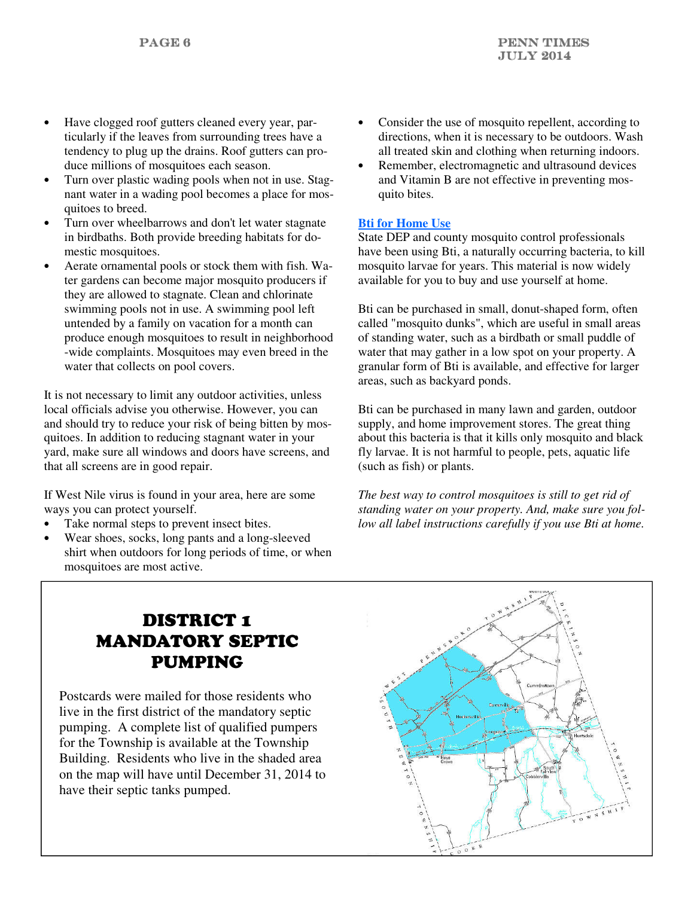- Have clogged roof gutters cleaned every year, particularly if the leaves from surrounding trees have a tendency to plug up the drains. Roof gutters can produce millions of mosquitoes each season.
- Turn over plastic wading pools when not in use. Stagnant water in a wading pool becomes a place for mosquitoes to breed.
- Turn over wheelbarrows and don't let water stagnate in birdbaths. Both provide breeding habitats for domestic mosquitoes.
- Aerate ornamental pools or stock them with fish. Water gardens can become major mosquito producers if they are allowed to stagnate. Clean and chlorinate swimming pools not in use. A swimming pool left untended by a family on vacation for a month can produce enough mosquitoes to result in neighborhood-wide complaints. Mosquitoes may even breed in the water that collects on pool covers.

It is not necessary to limit any outdoor activities, unless local officials advise you otherwise. However, you can and should try to reduce your risk of being bitten by mosquitoes. In addition to reducing stagnant water in your yard, make sure all windows and doors have screens, and that all screens are in good repair.

If West Nile virus is found in your area, here are some ways you can protect yourself.

- Take normal steps to prevent insect bites.
- Wear shoes, socks, long pants and a long-sleeved shirt when outdoors for long periods of time, or when mosquitoes are most active.
- Consider the use of mosquito repellent, according to directions, when it is necessary to be outdoors. Wash all treated skin and clothing when returning indoors.
- Remember, electromagnetic and ultrasound devices and Vitamin B are not effective in preventing mosquito bites.

**Bti for Home Use**

State DEP and county mosquito control professionals have been using Bti, a naturally occurring bacteria, to kill mosquito larvae for years. This material is now widely available for you to buy and use yourself at home.

Bti can be purchased in small, donut-shaped form, often called "mosquito dunks", which are useful in small areas of standing water, such as a birdbath or small puddle of water that may gather in a low spot on your property. A granular form of Bti is available, and effective for larger areas, such as backyard ponds.

Bti can be purchased in many lawn and garden, outdoor supply, and home improvement stores. The great thing about this bacteria is that it kills only mosquito and black fly larvae. It is not harmful to people, pets, aquatic life (such as fish) or plants.

*The best way to control mosquitoes is still to get rid of standing water on your property. And, make sure you follow all label instructions carefully if you use Bti at home.*

## DISTRICT 1 MANDATORY SEPTIC PUMPING

Postcards were mailed for those residents who live in the first district of the mandatory septic pumping. A complete list of qualified pumpers for the Township is available at the Township Building. Residents who live in the shaded area on the map will have until December 31, 2014 to have their septic tanks pumped.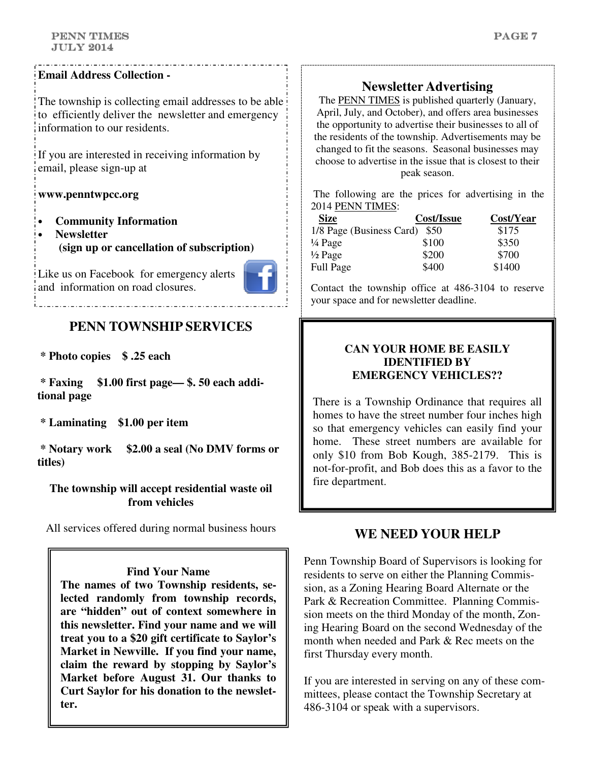**Email Address Collection -**

The township is collecting email addresses to be able to efficiently deliver the newsletter and emergency information to our residents.

If you are interested in receiving information by email, please sign-up at

**www.penntwpcc.org**

- **Community Information**
- **Newsletter**
  **(sign up or cancellation of subscription)**

Like us on Facebook for emergency alerts and information on road closures.

## PENN TOWNSHIP SERVICES

**\* Photo copies $ .25 each**

**\* Faxing $1.00 first page— $. 50 each additional page**

**\* Laminating $1.00 per item**

**\* Notary work $2.00 a seal (No DMV forms or titles)**

**The township will accept residential waste oil from vehicles**

All services offered during normal business hours

**Find Your Name**

**The names of two Township residents, selected randomly from township records, are "hidden" out of context somewhere in this newsletter. Find your name and we will treat you to a $20 gift certificate to Saylor's Market in Newville. If you find your name, claim the reward by stopping by Saylor's Market before August 31. Our thanks to Curt Saylor for his donation to the newsletter.**

## Newsletter Advertising

The PENN TIMES is published quarterly (January, April, July, and October), and offers area businesses the opportunity to advertise their businesses to all of the residents of the township. Advertisements may be changed to fit the seasons. Seasonal businesses may choose to advertise in the issue that is closest to their peak season.

The following are the prices for advertising in the 2014 PENN TIMES:

| Size | Cost/Issue | Cost/Year |
|---|---|---|
| 1/8 Page (Business Card) | $50 | $175 |
| ¼ Page | $100 | $350 |
| ½ Page | $200 | $700 |
| Full Page | $400 | $1400 |

Contact the township office at 486-3104 to reserve your space and for newsletter deadline.

**CAN YOUR HOME BE EASILY IDENTIFIED BY EMERGENCY VEHICLES??**

There is a Township Ordinance that requires all homes to have the street number four inches high so that emergency vehicles can easily find your home. These street numbers are available for only $10 from Bob Kough, 385-2179. This is not-for-profit, and Bob does this as a favor to the fire department.

## WE NEED YOUR HELP

Penn Township Board of Supervisors is looking for residents to serve on either the Planning Commission, as a Zoning Hearing Board Alternate or the Park & Recreation Committee. Planning Commission meets on the third Monday of the month, Zoning Hearing Board on the second Wednesday of the month when needed and Park & Rec meets on the first Thursday every month.

If you are interested in serving on any of these committees, please contact the Township Secretary at 486-3104 or speak with a supervisors.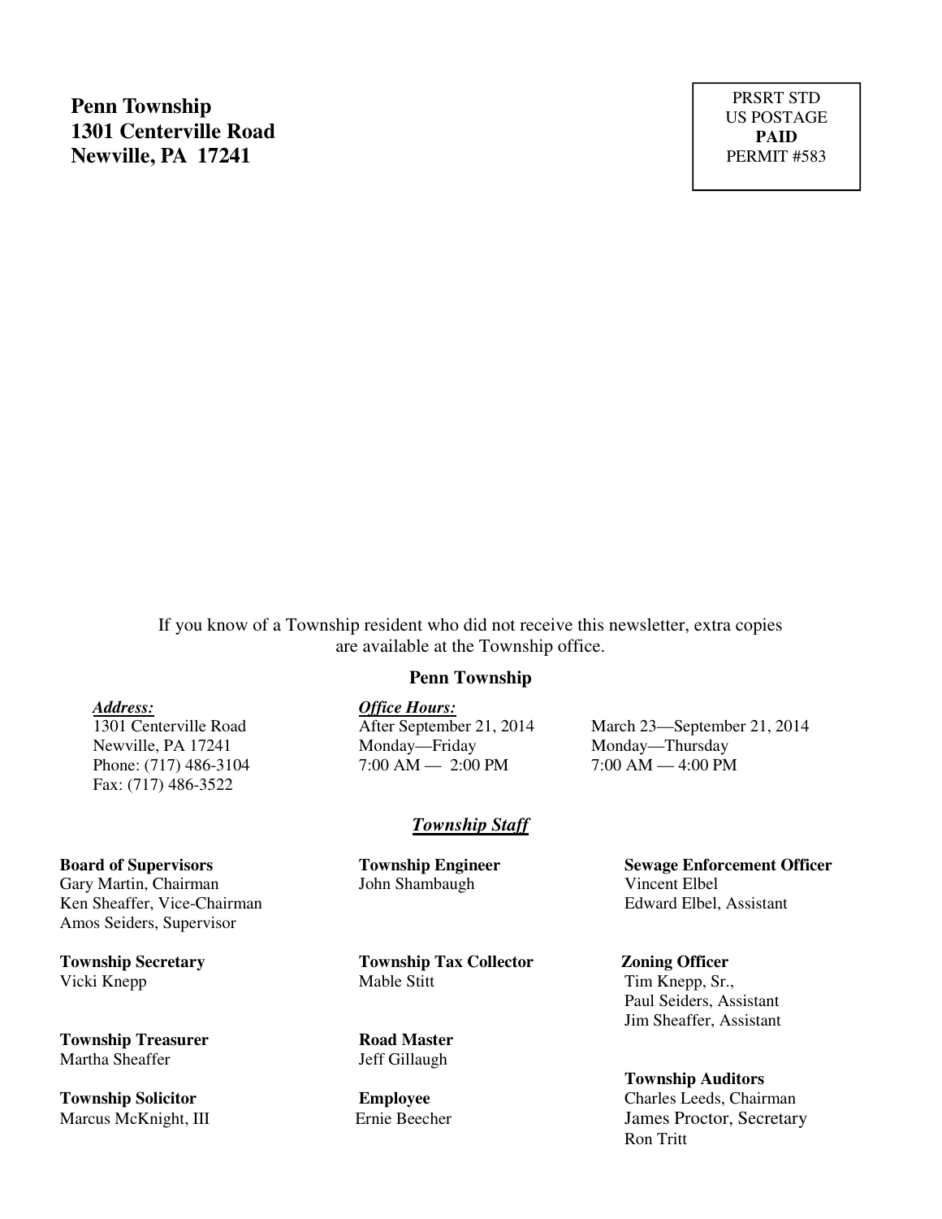**Penn Township**
**1301 Centerville Road**
**Newville, PA 17241**

PRSRT STD
US POSTAGE
**PAID**
PERMIT #583

If you know of a Township resident who did not receive this newsletter, extra copies are available at the Township office.

**Penn Township**

***Address:***
1301 Centerville Road
Newville, PA 17241
Phone: (717) 486-3104
Fax: (717) 486-3522

***Office Hours:***
After September 21, 2014
Monday—Friday
7:00 AM — 2:00 PM

March 23—September 21, 2014
Monday—Thursday
7:00 AM — 4:00 PM

***Township Staff***

**Board of Supervisors**
Gary Martin, Chairman
Ken Sheaffer, Vice-Chairman
Amos Seiders, Supervisor

**Township Engineer**
John Shambaugh

**Sewage Enforcement Officer**
Vincent Elbel
Edward Elbel, Assistant

**Township Secretary**
Vicki Knepp

**Township Tax Collector**
Mable Stitt

**Zoning Officer**
Tim Knepp, Sr.,
Paul Seiders, Assistant
Jim Sheaffer, Assistant

**Township Treasurer**
Martha Sheaffer

**Road Master**
Jeff Gillaugh

**Township Auditors**
Charles Leeds, Chairman
James Proctor, Secretary
Ron Tritt

**Township Solicitor**
Marcus McKnight, III

**Employee**
Ernie Beecher